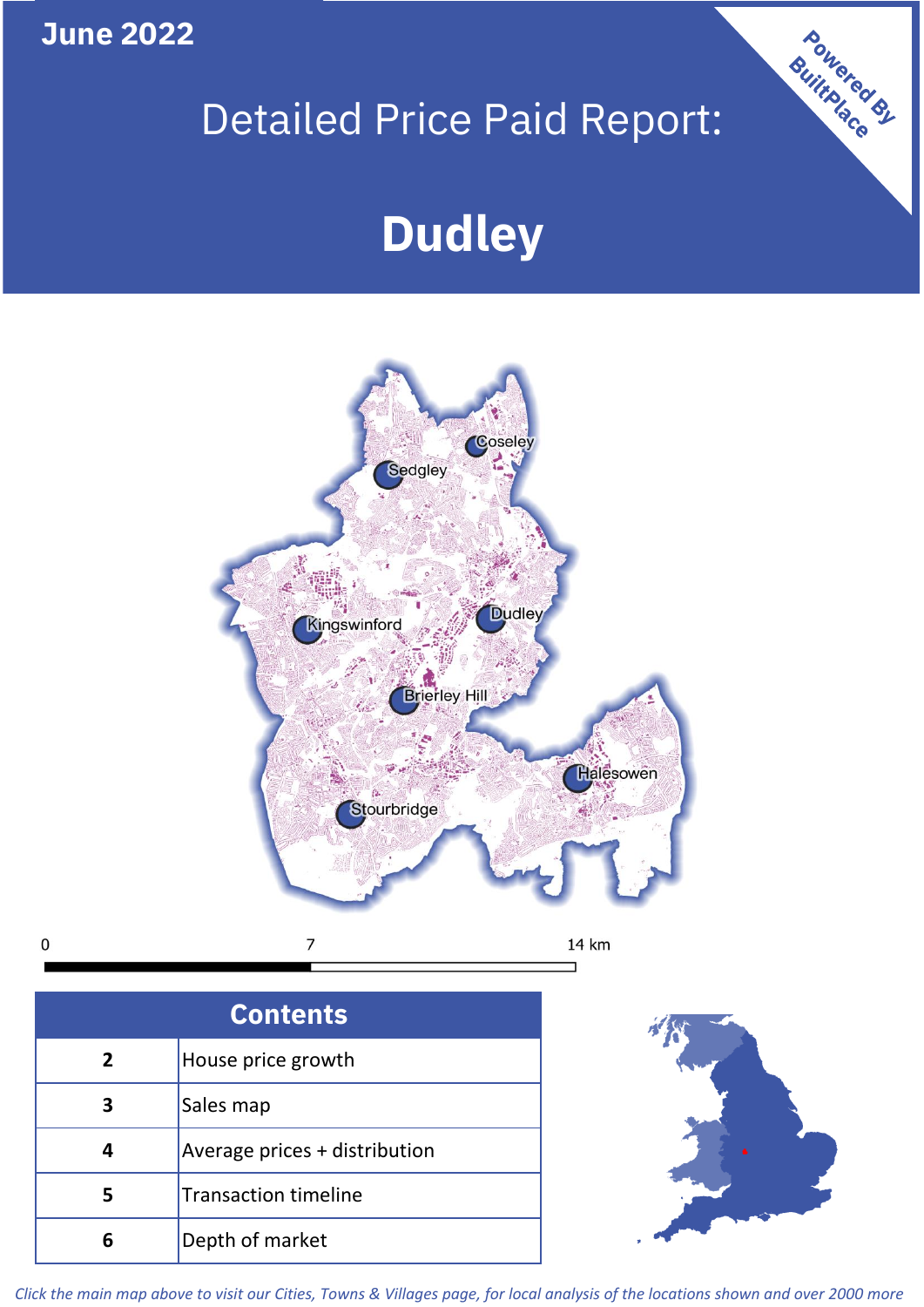**June 2022**

# Detailed Price Paid Report:

# Dudley

Powered By BuiltPlace

| Contents | |
|---|---|
| 2 | House price growth |
| 3 | Sales map |
| 4 | Average prices + distribution |
| 5 | Transaction timeline |
| 6 | Depth of market |

*Click the main map above to visit our Cities, Towns & Villages page, for local analysis of the locations shown and over 2000 more*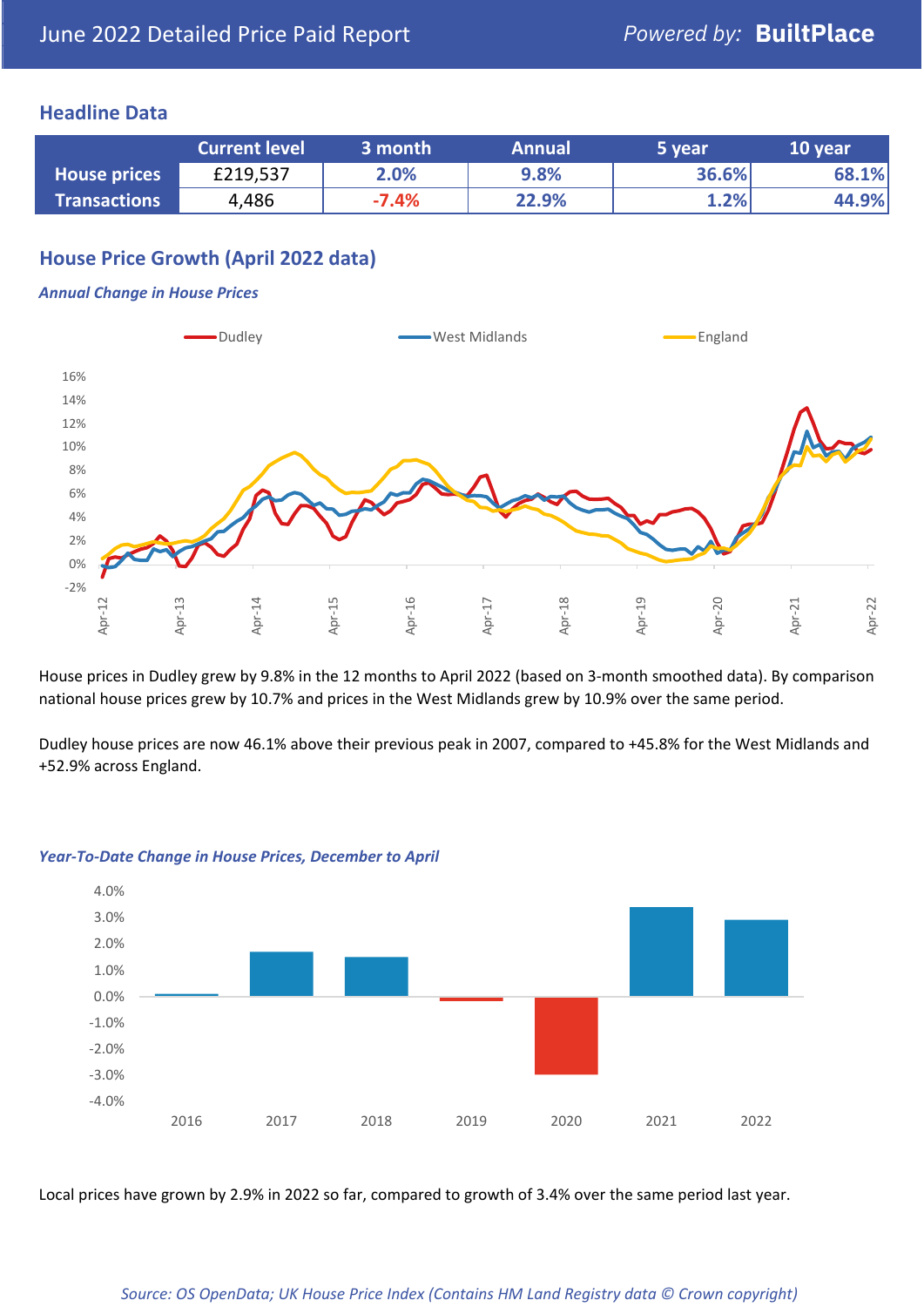# June 2022 Detailed Price Paid Report

*Powered by:* **BuiltPlace**

## Headline Data

| | Current level | 3 month | Annual | 5 year | 10 year |
|---|---|---|---|---|---|
| **House prices** | £219,537 | 2.0% | 9.8% | 36.6% | 68.1% |
| **Transactions** | 4,486 | -7.4% | 22.9% | 1.2% | 44.9% |

## House Price Growth (April 2022 data)

***Annual Change in House Prices***

House prices in Dudley grew by 9.8% in the 12 months to April 2022 (based on 3-month smoothed data). By comparison national house prices grew by 10.7% and prices in the West Midlands grew by 10.9% over the same period.

Dudley house prices are now 46.1% above their previous peak in 2007, compared to +45.8% for the West Midlands and +52.9% across England.

***Year-To-Date Change in House Prices, December to April***

Local prices have grown by 2.9% in 2022 so far, compared to growth of 3.4% over the same period last year.

*Source: OS OpenData; UK House Price Index (Contains HM Land Registry data © Crown copyright)*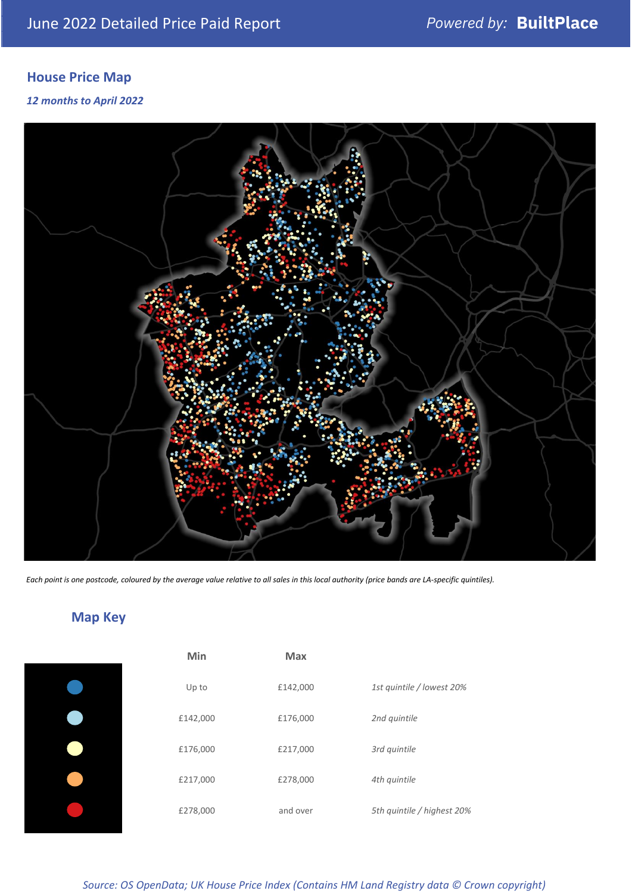## House Price Map

*12 months to April 2022*

*Each point is one postcode, coloured by the average value relative to all sales in this local authority (price bands are LA-specific quintiles).*

## Map Key

| | Min | Max | |
|---|---|---|---|
| Dark blue | Up to | £142,000 | *1st quintile / lowest 20%* |
| Light blue | £142,000 | £176,000 | *2nd quintile* |
| Pale yellow | £176,000 | £217,000 | *3rd quintile* |
| Orange | £217,000 | £278,000 | *4th quintile* |
| Red | £278,000 | and over | *5th quintile / highest 20%* |

*Source: OS OpenData; UK House Price Index (Contains HM Land Registry data © Crown copyright)*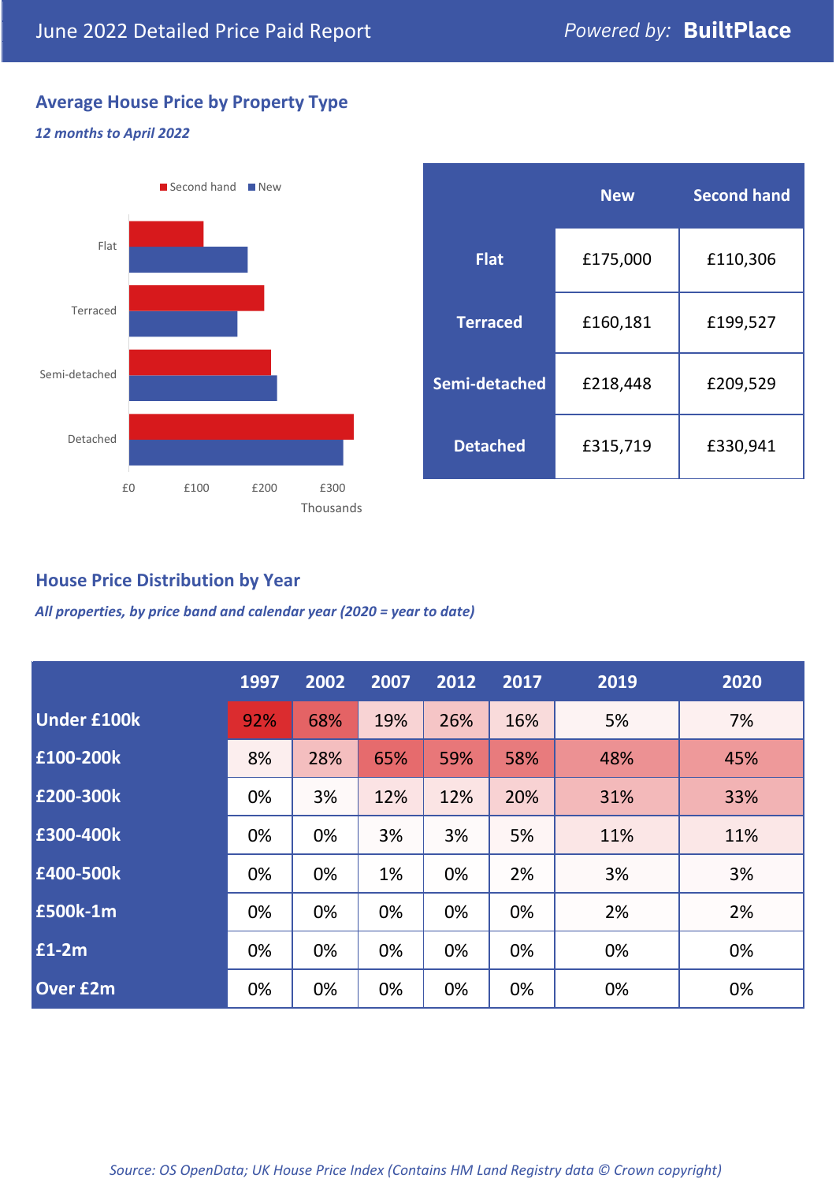June 2022 Detailed Price Paid Report

Powered by: **BuiltPlace**

## Average House Price by Property Type

*12 months to April 2022*

Second hand ■ New ■

| | New | Second hand |
|---|---|---|
| **Flat** | £175,000 | £110,306 |
| **Terraced** | £160,181 | £199,527 |
| **Semi-detached** | £218,448 | £209,529 |
| **Detached** | £315,719 | £330,941 |

## House Price Distribution by Year

*All properties, by price band and calendar year (2020 = year to date)*

| | 1997 | 2002 | 2007 | 2012 | 2017 | 2019 | 2020 |
|---|---|---|---|---|---|---|---|
| **Under £100k** | 92% | 68% | 19% | 26% | 16% | 5% | 7% |
| **£100-200k** | 8% | 28% | 65% | 59% | 58% | 48% | 45% |
| **£200-300k** | 0% | 3% | 12% | 12% | 20% | 31% | 33% |
| **£300-400k** | 0% | 0% | 3% | 3% | 5% | 11% | 11% |
| **£400-500k** | 0% | 0% | 1% | 0% | 2% | 3% | 3% |
| **£500k-1m** | 0% | 0% | 0% | 0% | 0% | 2% | 2% |
| **£1-2m** | 0% | 0% | 0% | 0% | 0% | 0% | 0% |
| **Over £2m** | 0% | 0% | 0% | 0% | 0% | 0% | 0% |

*Source: OS OpenData; UK House Price Index (Contains HM Land Registry data © Crown copyright)*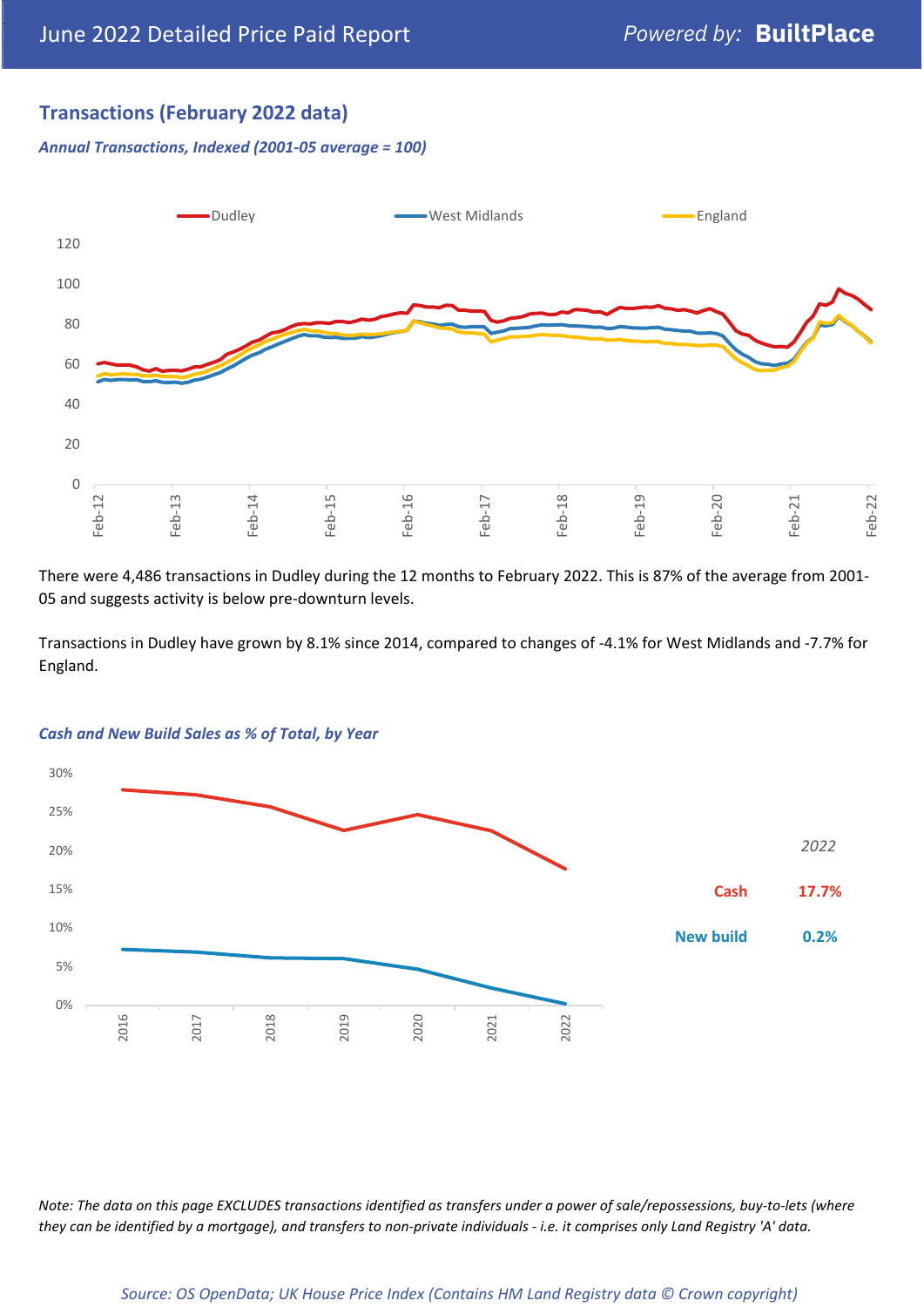## Transactions (February 2022 data)

*Annual Transactions, Indexed (2001-05 average = 100)*

There were 4,486 transactions in Dudley during the 12 months to February 2022. This is 87% of the average from 2001-05 and suggests activity is below pre-downturn levels.

Transactions in Dudley have grown by 8.1% since 2014, compared to changes of -4.1% for West Midlands and -7.7% for England.

*Cash and New Build Sales as % of Total, by Year*

| *2022* | |
|---|---|
| Cash | 17.7% |
| New build | 0.2% |

*Note: The data on this page EXCLUDES transactions identified as transfers under a power of sale/repossessions, buy-to-lets (where they can be identified by a mortgage), and transfers to non-private individuals - i.e. it comprises only Land Registry 'A' data.*

*Source: OS OpenData; UK House Price Index (Contains HM Land Registry data © Crown copyright)*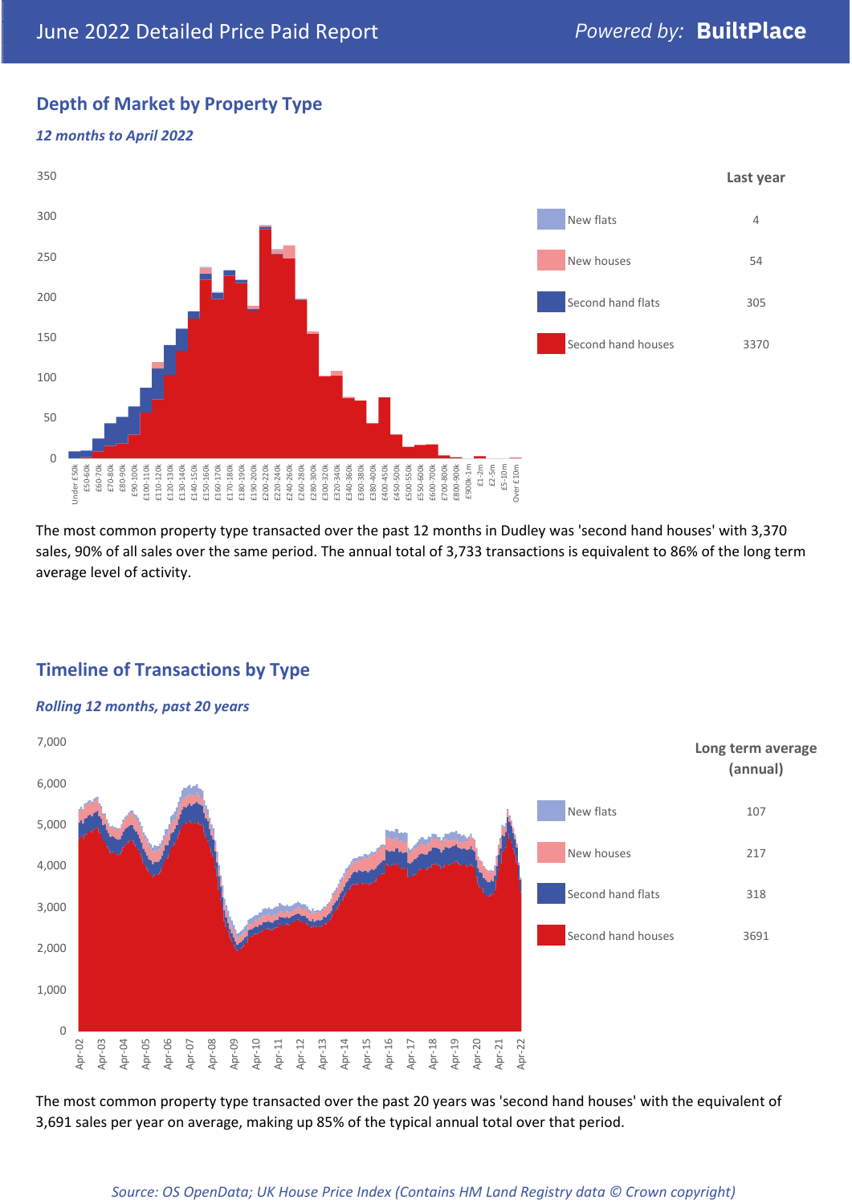# June 2022 Detailed Price Paid Report

Powered by: **BuiltPlace**

## Depth of Market by Property Type

*12 months to April 2022*

350
300
250
200
150
100
50
0

Under £50k, £50-60k, £60-70k, £70-80k, £80-90k, £90-100k, £100-110k, £110-120k, £120-130k, £130-140k, £140-150k, £150-160k, £160-170k, £170-180k, £180-190k, £190-200k, £200-220k, £220-240k, £240-260k, £260-280k, £280-300k, £300-320k, £320-340k, £340-360k, £360-380k, £380-400k, £400-450k, £450-500k, £500-550k, £550-600k, £600-700k, £700-800k, £800-900k, £900k-1m, £1-2m, £2-5m, £5-10m, Over £10m

Last year

New flats 4
New houses 54
Second hand flats 305
Second hand houses 3370

The most common property type transacted over the past 12 months in Dudley was 'second hand houses' with 3,370 sales, 90% of all sales over the same period. The annual total of 3,733 transactions is equivalent to 86% of the long term average level of activity.

## Timeline of Transactions by Type

*Rolling 12 months, past 20 years*

7,000
6,000
5,000
4,000
3,000
2,000
1,000
0

Apr-02, Apr-03, Apr-04, Apr-05, Apr-06, Apr-07, Apr-08, Apr-09, Apr-10, Apr-11, Apr-12, Apr-13, Apr-14, Apr-15, Apr-16, Apr-17, Apr-18, Apr-19, Apr-20, Apr-21, Apr-22

Long term average (annual)

New flats 107
New houses 217
Second hand flats 318
Second hand houses 3691

The most common property type transacted over the past 20 years was 'second hand houses' with the equivalent of 3,691 sales per year on average, making up 85% of the typical annual total over that period.

*Source: OS OpenData; UK House Price Index (Contains HM Land Registry data © Crown copyright)*